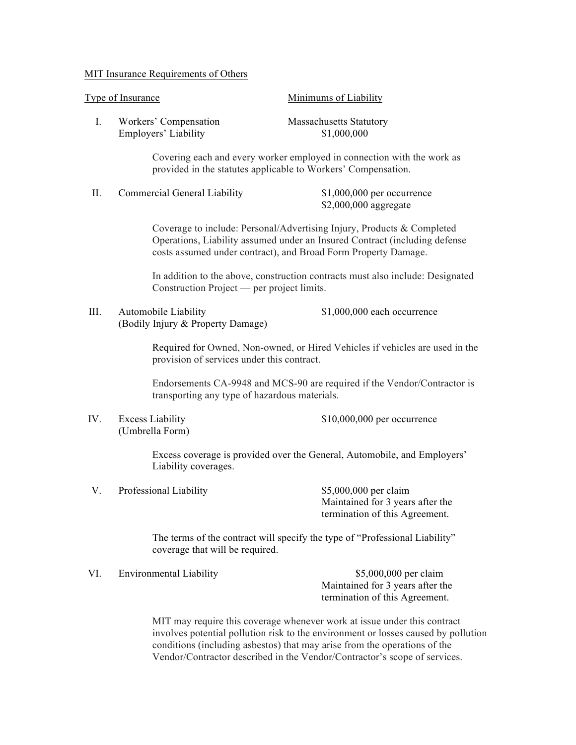<u>MIT Insurance Requirements of Others</u>

| Type of Insurance | Minimums of Liability |
|---|---|
| I. Workers' Compensation<br>Employers' Liability | Massachusetts Statutory<br>$1,000,000 |

Covering each and every worker employed in connection with the work as provided in the statutes applicable to Workers' Compensation.

| | |
|---|---|
| II. Commercial General Liability | $1,000,000 per occurrence<br>$2,000,000 aggregate |

Coverage to include: Personal/Advertising Injury, Products & Completed Operations, Liability assumed under an Insured Contract (including defense costs assumed under contract), and Broad Form Property Damage.

In addition to the above, construction contracts must also include: Designated Construction Project — per project limits.

| | |
|---|---|
| III. Automobile Liability<br>(Bodily Injury & Property Damage) | $1,000,000 each occurrence |

Required for Owned, Non-owned, or Hired Vehicles if vehicles are used in the provision of services under this contract.

Endorsements CA-9948 and MCS-90 are required if the Vendor/Contractor is transporting any type of hazardous materials.

| | |
|---|---|
| IV. Excess Liability<br>(Umbrella Form) | $10,000,000 per occurrence |

Excess coverage is provided over the General, Automobile, and Employers' Liability coverages.

| | |
|---|---|
| V. Professional Liability | $5,000,000 per claim<br>Maintained for 3 years after the termination of this Agreement. |

The terms of the contract will specify the type of "Professional Liability" coverage that will be required.

| | |
|---|---|
| VI. Environmental Liability | $5,000,000 per claim<br>Maintained for 3 years after the termination of this Agreement. |

MIT may require this coverage whenever work at issue under this contract involves potential pollution risk to the environment or losses caused by pollution conditions (including asbestos) that may arise from the operations of the Vendor/Contractor described in the Vendor/Contractor's scope of services.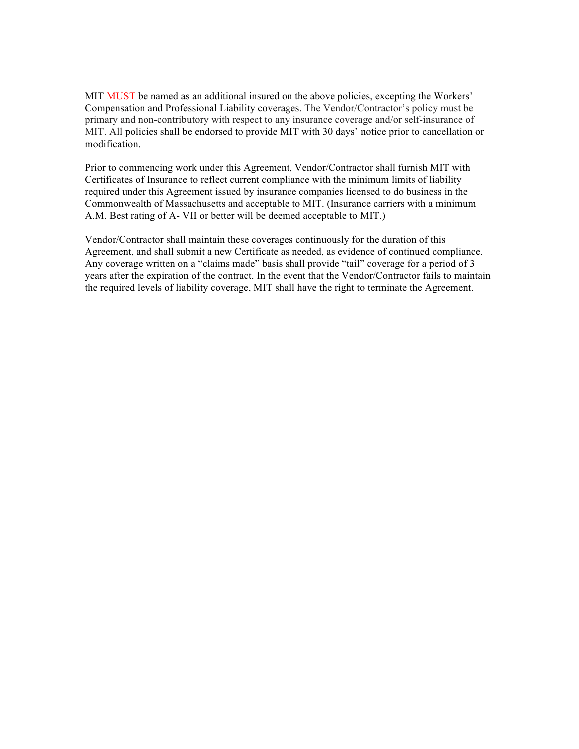MIT MUST be named as an additional insured on the above policies, excepting the Workers' Compensation and Professional Liability coverages. The Vendor/Contractor's policy must be primary and non-contributory with respect to any insurance coverage and/or self-insurance of MIT. All policies shall be endorsed to provide MIT with 30 days' notice prior to cancellation or modification.

Prior to commencing work under this Agreement, Vendor/Contractor shall furnish MIT with Certificates of Insurance to reflect current compliance with the minimum limits of liability required under this Agreement issued by insurance companies licensed to do business in the Commonwealth of Massachusetts and acceptable to MIT. (Insurance carriers with a minimum A.M. Best rating of A- VII or better will be deemed acceptable to MIT.)

Vendor/Contractor shall maintain these coverages continuously for the duration of this Agreement, and shall submit a new Certificate as needed, as evidence of continued compliance. Any coverage written on a "claims made" basis shall provide "tail" coverage for a period of 3 years after the expiration of the contract. In the event that the Vendor/Contractor fails to maintain the required levels of liability coverage, MIT shall have the right to terminate the Agreement.